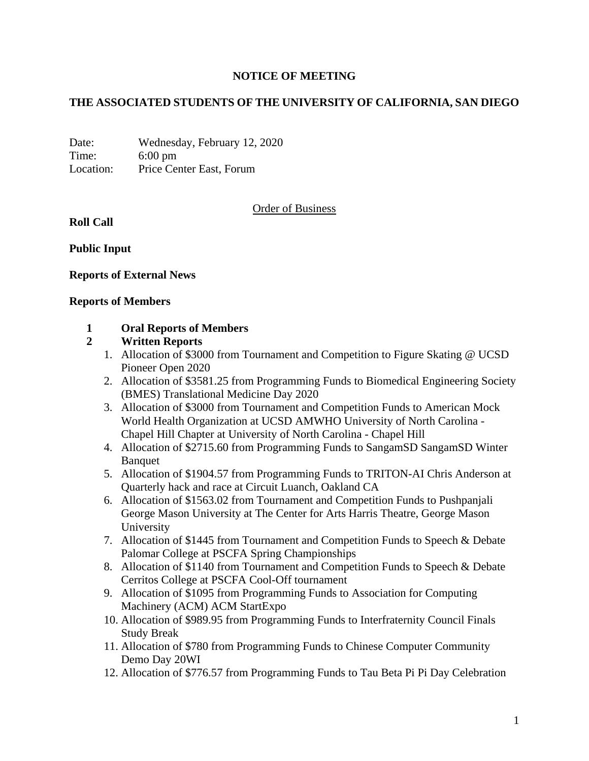**NOTICE OF MEETING**

**THE ASSOCIATED STUDENTS OF THE UNIVERSITY OF CALIFORNIA, SAN DIEGO**

Date: Wednesday, February 12, 2020
Time: 6:00 pm
Location: Price Center East, Forum

Order of Business

**Roll Call**

**Public Input**

**Reports of External News**

**Reports of Members**

**1 Oral Reports of Members**

**2 Written Reports**

1. Allocation of $3000 from Tournament and Competition to Figure Skating @ UCSD Pioneer Open 2020
2. Allocation of $3581.25 from Programming Funds to Biomedical Engineering Society (BMES) Translational Medicine Day 2020
3. Allocation of $3000 from Tournament and Competition Funds to American Mock World Health Organization at UCSD AMWHO University of North Carolina - Chapel Hill Chapter at University of North Carolina - Chapel Hill
4. Allocation of $2715.60 from Programming Funds to SangamSD SangamSD Winter Banquet
5. Allocation of $1904.57 from Programming Funds to TRITON-AI Chris Anderson at Quarterly hack and race at Circuit Luanch, Oakland CA
6. Allocation of $1563.02 from Tournament and Competition Funds to Pushpanjali George Mason University at The Center for Arts Harris Theatre, George Mason University
7. Allocation of $1445 from Tournament and Competition Funds to Speech & Debate Palomar College at PSCFA Spring Championships
8. Allocation of $1140 from Tournament and Competition Funds to Speech & Debate Cerritos College at PSCFA Cool-Off tournament
9. Allocation of $1095 from Programming Funds to Association for Computing Machinery (ACM) ACM StartExpo
10. Allocation of $989.95 from Programming Funds to Interfraternity Council Finals Study Break
11. Allocation of $780 from Programming Funds to Chinese Computer Community Demo Day 20WI
12. Allocation of $776.57 from Programming Funds to Tau Beta Pi Pi Day Celebration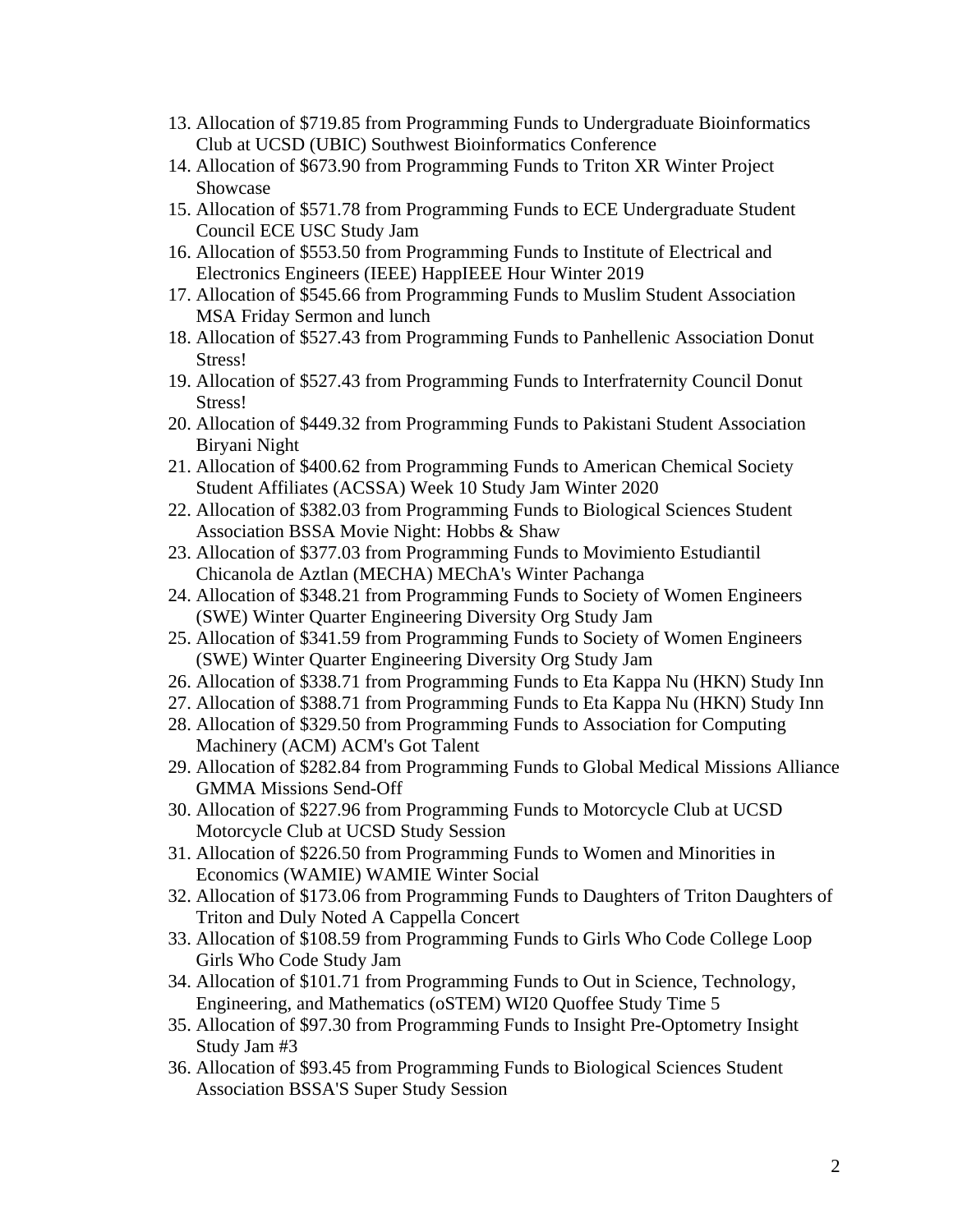13. Allocation of $719.85 from Programming Funds to Undergraduate Bioinformatics Club at UCSD (UBIC) Southwest Bioinformatics Conference
14. Allocation of $673.90 from Programming Funds to Triton XR Winter Project Showcase
15. Allocation of $571.78 from Programming Funds to ECE Undergraduate Student Council ECE USC Study Jam
16. Allocation of $553.50 from Programming Funds to Institute of Electrical and Electronics Engineers (IEEE) HappIEEE Hour Winter 2019
17. Allocation of $545.66 from Programming Funds to Muslim Student Association MSA Friday Sermon and lunch
18. Allocation of $527.43 from Programming Funds to Panhellenic Association Donut Stress!
19. Allocation of $527.43 from Programming Funds to Interfraternity Council Donut Stress!
20. Allocation of $449.32 from Programming Funds to Pakistani Student Association Biryani Night
21. Allocation of $400.62 from Programming Funds to American Chemical Society Student Affiliates (ACSSA) Week 10 Study Jam Winter 2020
22. Allocation of $382.03 from Programming Funds to Biological Sciences Student Association BSSA Movie Night: Hobbs & Shaw
23. Allocation of $377.03 from Programming Funds to Movimiento Estudiantil Chicanola de Aztlan (MECHA) MEChA's Winter Pachanga
24. Allocation of $348.21 from Programming Funds to Society of Women Engineers (SWE) Winter Quarter Engineering Diversity Org Study Jam
25. Allocation of $341.59 from Programming Funds to Society of Women Engineers (SWE) Winter Quarter Engineering Diversity Org Study Jam
26. Allocation of $338.71 from Programming Funds to Eta Kappa Nu (HKN) Study Inn
27. Allocation of $388.71 from Programming Funds to Eta Kappa Nu (HKN) Study Inn
28. Allocation of $329.50 from Programming Funds to Association for Computing Machinery (ACM) ACM's Got Talent
29. Allocation of $282.84 from Programming Funds to Global Medical Missions Alliance GMMA Missions Send-Off
30. Allocation of $227.96 from Programming Funds to Motorcycle Club at UCSD Motorcycle Club at UCSD Study Session
31. Allocation of $226.50 from Programming Funds to Women and Minorities in Economics (WAMIE) WAMIE Winter Social
32. Allocation of $173.06 from Programming Funds to Daughters of Triton Daughters of Triton and Duly Noted A Cappella Concert
33. Allocation of $108.59 from Programming Funds to Girls Who Code College Loop Girls Who Code Study Jam
34. Allocation of $101.71 from Programming Funds to Out in Science, Technology, Engineering, and Mathematics (oSTEM) WI20 Quoffee Study Time 5
35. Allocation of $97.30 from Programming Funds to Insight Pre-Optometry Insight Study Jam #3
36. Allocation of $93.45 from Programming Funds to Biological Sciences Student Association BSSA'S Super Study Session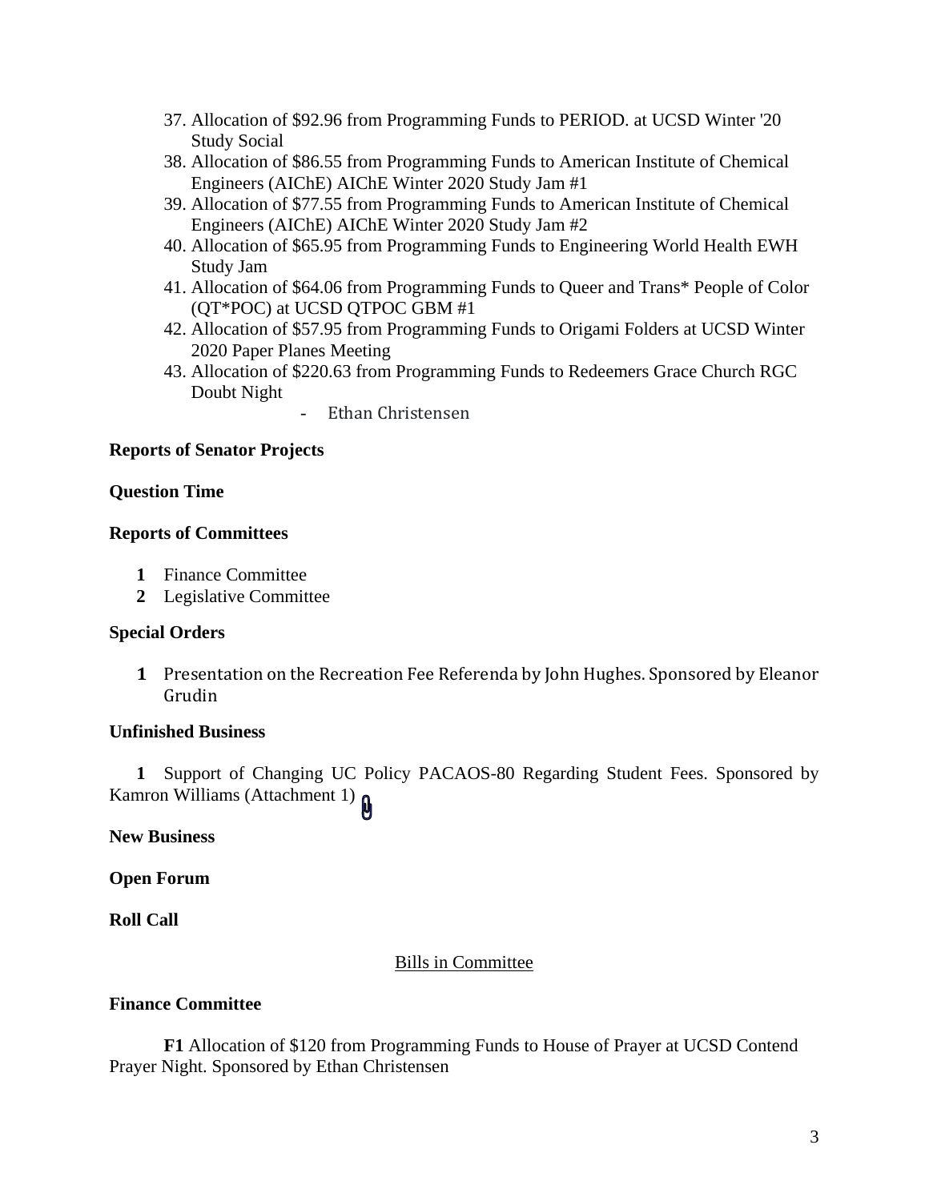37. Allocation of $92.96 from Programming Funds to PERIOD. at UCSD Winter '20 Study Social
38. Allocation of $86.55 from Programming Funds to American Institute of Chemical Engineers (AIChE) AIChE Winter 2020 Study Jam #1
39. Allocation of $77.55 from Programming Funds to American Institute of Chemical Engineers (AIChE) AIChE Winter 2020 Study Jam #2
40. Allocation of $65.95 from Programming Funds to Engineering World Health EWH Study Jam
41. Allocation of $64.06 from Programming Funds to Queer and Trans* People of Color (QT*POC) at UCSD QTPOC GBM #1
42. Allocation of $57.95 from Programming Funds to Origami Folders at UCSD Winter 2020 Paper Planes Meeting
43. Allocation of $220.63 from Programming Funds to Redeemers Grace Church RGC Doubt Night

    - Ethan Christensen

**Reports of Senator Projects**

**Question Time**

**Reports of Committees**

**1** Finance Committee
**2** Legislative Committee

**Special Orders**

**1** Presentation on the Recreation Fee Referenda by John Hughes. Sponsored by Eleanor Grudin

**Unfinished Business**

**1** Support of Changing UC Policy PACAOS-80 Regarding Student Fees. Sponsored by Kamron Williams (Attachment 1)

**New Business**

**Open Forum**

**Roll Call**

## Bills in Committee

**Finance Committee**

**F1** Allocation of $120 from Programming Funds to House of Prayer at UCSD Contend Prayer Night. Sponsored by Ethan Christensen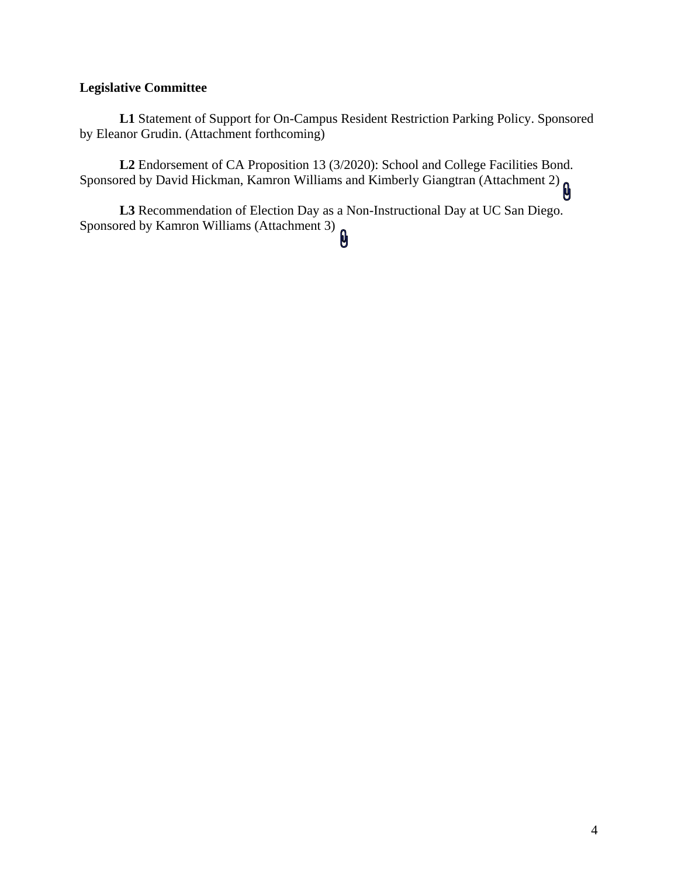**Legislative Committee**

**L1** Statement of Support for On-Campus Resident Restriction Parking Policy. Sponsored by Eleanor Grudin. (Attachment forthcoming)

**L2** Endorsement of CA Proposition 13 (3/2020): School and College Facilities Bond. Sponsored by David Hickman, Kamron Williams and Kimberly Giangtran (Attachment 2)

**L3** Recommendation of Election Day as a Non-Instructional Day at UC San Diego. Sponsored by Kamron Williams (Attachment 3)